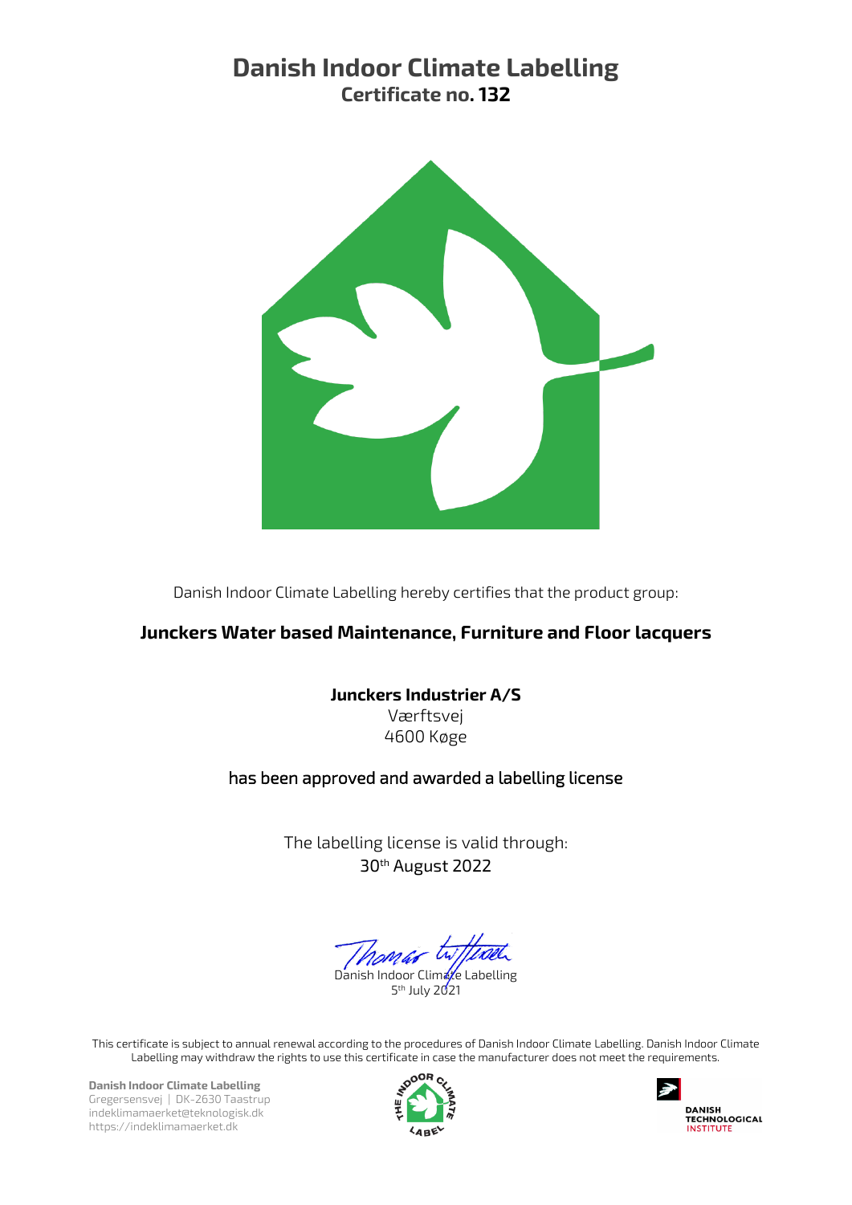# Danish Indoor Climate Labelling

## Certificate no. 132

Danish Indoor Climate Labelling hereby certifies that the product group:

**Junckers Water based Maintenance, Furniture and Floor lacquers**

**Junckers Industrier A/S**
Værftsvej
4600 Køge

has been approved and awarded a labelling license

The labelling license is valid through:
30th August 2022

Danish Indoor Climate Labelling
5th July 2021

This certificate is subject to annual renewal according to the procedures of Danish Indoor Climate Labelling. Danish Indoor Climate Labelling may withdraw the rights to use this certificate in case the manufacturer does not meet the requirements.

**Danish Indoor Climate Labelling**
Gregersensvej | DK-2630 Taastrup
indeklimamaerket@teknologisk.dk
https://indeklimamaerket.dk

DANISH TECHNOLOGICAL INSTITUTE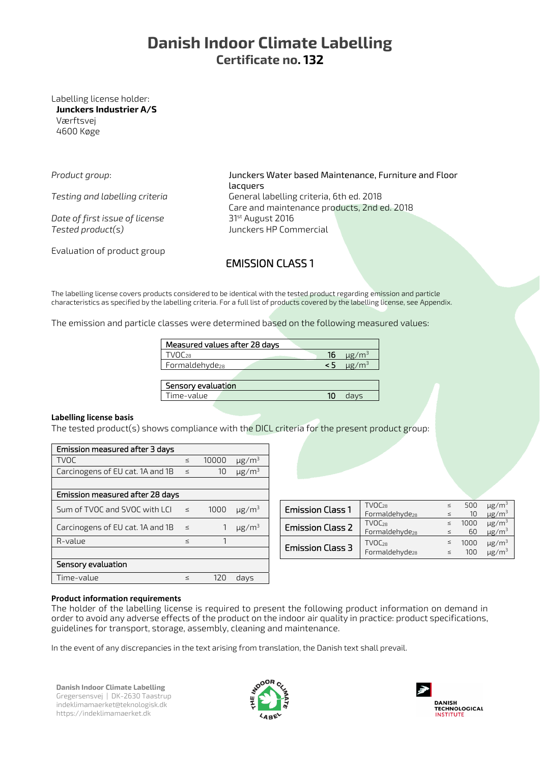# Danish Indoor Climate Labelling

## Certificate no. 132

Labelling license holder:
**Junckers Industrier A/S**
Værftsvej
4600 Køge

| | |
|---|---|
| *Product group:* | Junckers Water based Maintenance, Furniture and Floor lacquers |
| *Testing and labelling criteria* | General labelling criteria, 6th ed. 2018<br>Care and maintenance products, 2nd ed. 2018 |
| *Date of first issue of license* | 31st August 2016 |
| *Tested product(s)* | Junckers HP Commercial |
| Evaluation of product group | EMISSION CLASS 1 |

The labelling license covers products considered to be identical with the tested product regarding emission and particle characteristics as specified by the labelling criteria. For a full list of products covered by the labelling license, see Appendix.

The emission and particle classes were determined based on the following measured values:

| Measured values after 28 days | | |
|---|---|---|
| $TVOC_{28}$ | 16 | µg/m³ |
| $Formaldehyde_{28}$ | < 5 | µg/m³ |

| Sensory evaluation | | |
|---|---|---|
| Time-value | 10 | days |

**Labelling license basis**

The tested product(s) shows compliance with the DICL criteria for the present product group:

| Emission measured after 3 days | | | |
|---|---|---|---|
| TVOC | ≤ | 10000 | µg/m³ |
| Carcinogens of EU cat. 1A and 1B | ≤ | 10 | µg/m³ |
| **Emission measured after 28 days** | | | |
| Sum of TVOC and SVOC with LCI | ≤ | 1000 | µg/m³ |
| Carcinogens of EU cat. 1A and 1B | ≤ | 1 | µg/m³ |
| R-value | ≤ | 1 | |
| **Sensory evaluation** | | | |
| Time-value | ≤ | 120 | days |

| | | | | |
|---|---|---|---|---|
| Emission Class 1 | $TVOC_{28}$ | ≤ | 500 | µg/m³ |
| | $Formaldehyde_{28}$ | ≤ | 10 | µg/m³ |
| Emission Class 2 | $TVOC_{28}$ | ≤ | 1000 | µg/m³ |
| | $Formaldehyde_{28}$ | ≤ | 60 | µg/m³ |
| Emission Class 3 | $TVOC_{28}$ | ≤ | 1000 | µg/m³ |
| | $Formaldehyde_{28}$ | ≤ | 100 | µg/m³ |

**Product information requirements**

The holder of the labelling license is required to present the following product information on demand in order to avoid any adverse effects of the product on the indoor air quality in practice: product specifications, guidelines for transport, storage, assembly, cleaning and maintenance.

In the event of any discrepancies in the text arising from translation, the Danish text shall prevail.

**Danish Indoor Climate Labelling**
Gregersensvej | DK-2630 Taastrup
indeklimamaerket@teknologisk.dk
https://indeklimamaerket.dk